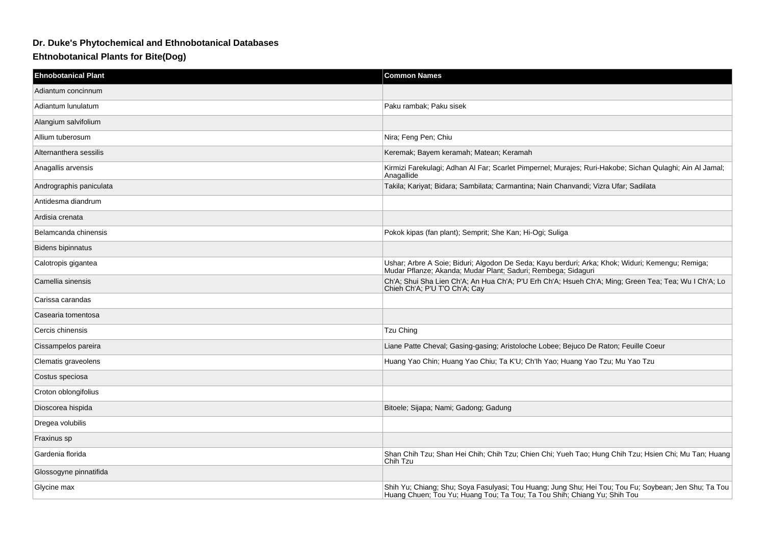# Dr. Duke's Phytochemical and Ethnobotanical Databases

## Ehtnobotanical Plants for Bite(Dog)

| Ehnobotanical Plant | Common Names |
| --- | --- |
| Adiantum concinnum | |
| Adiantum lunulatum | Paku rambak; Paku sisek |
| Alangium salvifolium | |
| Allium tuberosum | Nira; Feng Pen; Chiu |
| Alternanthera sessilis | Keremak; Bayem keramah; Matean; Keramah |
| Anagallis arvensis | Kirmizi Farekulagi; Adhan Al Far; Scarlet Pimpernel; Murajes; Ruri-Hakobe; Sichan Qulaghi; Ain Al Jamal; Anagallide |
| Andrographis paniculata | Takila; Kariyat; Bidara; Sambilata; Carmantina; Nain Chanvandi; Vizra Ufar; Sadilata |
| Antidesma diandrum | |
| Ardisia crenata | |
| Belamcanda chinensis | Pokok kipas (fan plant); Semprit; She Kan; Hi-Ogi; Suliga |
| Bidens bipinnatus | |
| Calotropis gigantea | Ushar; Arbre A Soie; Biduri; Algodon De Seda; Kayu berduri; Arka; Khok; Widuri; Kemengu; Remiga; Mudar Pflanze; Akanda; Mudar Plant; Saduri; Rembega; Sidaguri |
| Camellia sinensis | Ch'A; Shui Sha Lien Ch'A; An Hua Ch'A; P'U Erh Ch'A; Hsueh Ch'A; Ming; Green Tea; Tea; Wu I Ch'A; Lo Chieh Ch'A; P'U T'O Ch'A; Cay |
| Carissa carandas | |
| Casearia tomentosa | |
| Cercis chinensis | Tzu Ching |
| Cissampelos pareira | Liane Patte Cheval; Gasing-gasing; Aristoloche Lobee; Bejuco De Raton; Feuille Coeur |
| Clematis graveolens | Huang Yao Chin; Huang Yao Chiu; Ta K'U; Ch'Ih Yao; Huang Yao Tzu; Mu Yao Tzu |
| Costus speciosa | |
| Croton oblongifolius | |
| Dioscorea hispida | Bitoele; Sijapa; Nami; Gadong; Gadung |
| Dregea volubilis | |
| Fraxinus sp | |
| Gardenia florida | Shan Chih Tzu; Shan Hei Chih; Chih Tzu; Chien Chi; Yueh Tao; Hung Chih Tzu; Hsien Chi; Mu Tan; Huang Chih Tzu |
| Glossogyne pinnatifida | |
| Glycine max | Shih Yu; Chiang; Shu; Soya Fasulyasi; Tou Huang; Jung Shu; Hei Tou; Tou Fu; Soybean; Jen Shu; Ta Tou Huang Chuen; Tou Yu; Huang Tou; Ta Tou; Ta Tou Shih; Chiang Yu; Shih Tou |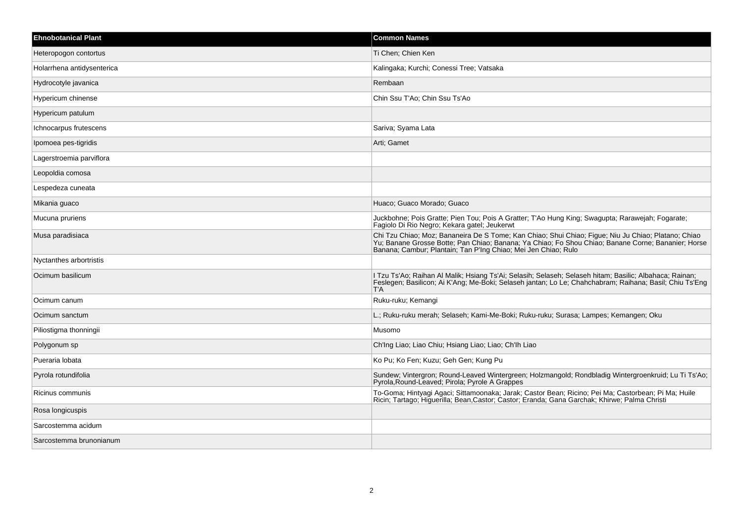| Ehnobotanical Plant | Common Names |
| --- | --- |
| Heteropogon contortus | Ti Chen; Chien Ken |
| Holarrhena antidysenterica | Kalingaka; Kurchi; Conessi Tree; Vatsaka |
| Hydrocotyle javanica | Rembaan |
| Hypericum chinense | Chin Ssu T'Ao; Chin Ssu Ts'Ao |
| Hypericum patulum | |
| Ichnocarpus frutescens | Sariva; Syama Lata |
| Ipomoea pes-tigridis | Arti; Gamet |
| Lagerstroemia parviflora | |
| Leopoldia comosa | |
| Lespedeza cuneata | |
| Mikania guaco | Huaco; Guaco Morado; Guaco |
| Mucuna pruriens | Juckbohne; Pois Gratte; Pien Tou; Pois A Gratter; T'Ao Hung King; Swagupta; Rarawejah; Fogarate; Fagiolo Di Rio Negro; Kekara gatel; Jeukerwt |
| Musa paradisiaca | Chi Tzu Chiao; Moz; Bananeira De S Tome; Kan Chiao; Shui Chiao; Figue; Niu Ju Chiao; Platano; Chiao Yu; Banane Grosse Botte; Pan Chiao; Banana; Ya Chiao; Fo Shou Chiao; Banane Corne; Bananier; Horse Banana; Cambur; Plantain; Tan P'Ing Chiao; Mei Jen Chiao; Rulo |
| Nyctanthes arbortristis | |
| Ocimum basilicum | I Tzu Ts'Ao; Raihan Al Malik; Hsiang Ts'Ai; Selasih; Selaseh; Selaseh hitam; Basilic; Albahaca; Rainan; Feslegen; Basilicon; Ai K'Ang; Me-Boki; Selaseh jantan; Lo Le; Chahchabram; Raihana; Basil; Chiu Ts'Eng T'A |
| Ocimum canum | Ruku-ruku; Kemangi |
| Ocimum sanctum | L.; Ruku-ruku merah; Selaseh; Kami-Me-Boki; Ruku-ruku; Surasa; Lampes; Kemangen; Oku |
| Piliostigma thonningii | Musomo |
| Polygonum sp | Ch'Ing Liao; Liao Chiu; Hsiang Liao; Liao; Ch'Ih Liao |
| Pueraria lobata | Ko Pu; Ko Fen; Kuzu; Geh Gen; Kung Pu |
| Pyrola rotundifolia | Sundew; Vintergron; Round-Leaved Wintergreen; Holzmangold; Rondbladig Wintergroenkruid; Lu Ti Ts'Ao; Pyrola,Round-Leaved; Pirola; Pyrole A Grappes |
| Ricinus communis | To-Goma; Hintyagi Agaci; Sittamoonaka; Jarak; Castor Bean; Ricino; Pei Ma; Castorbean; Pi Ma; Huile Ricin; Tartago; Higuerilla; Bean,Castor; Castor; Eranda; Gana Garchak; Khirwe; Palma Christi |
| Rosa longicuspis | |
| Sarcostemma acidum | |
| Sarcostemma brunonianum | |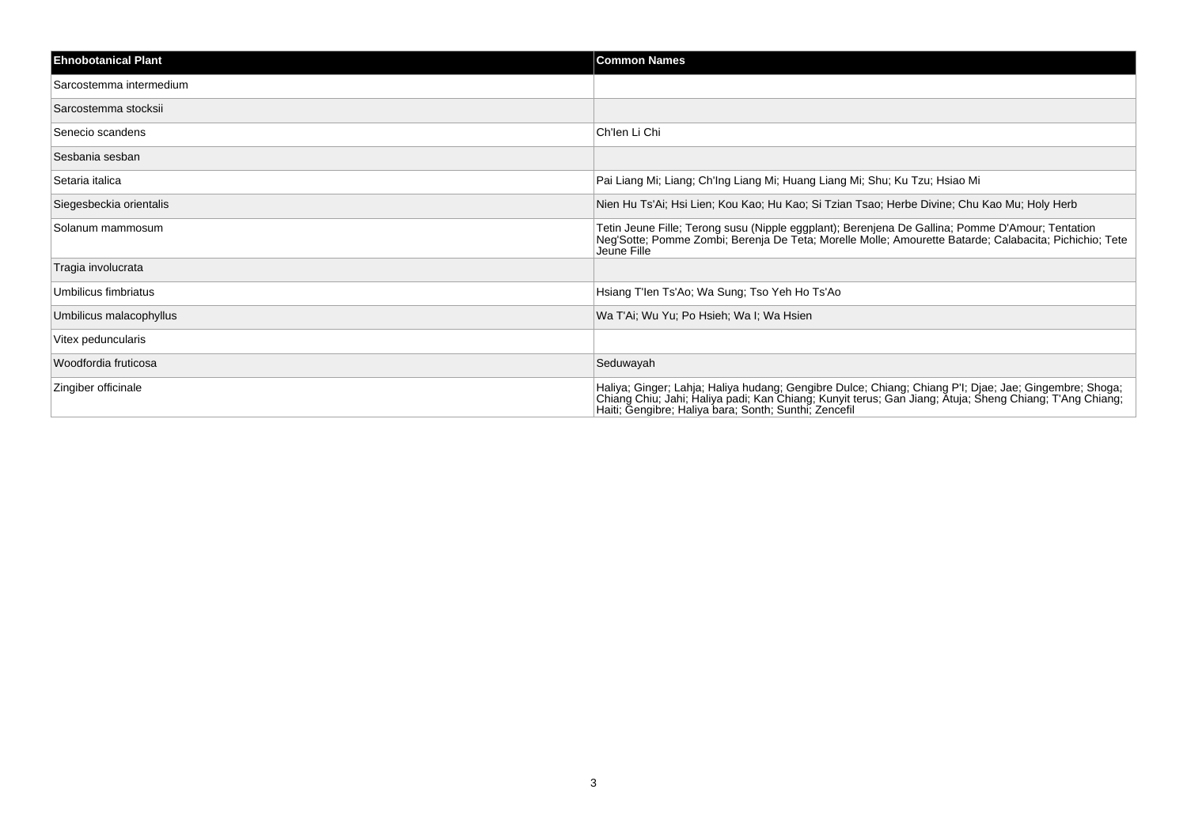| Ehnobotanical Plant | Common Names |
|---|---|
| Sarcostemma intermedium | |
| Sarcostemma stocksii | |
| Senecio scandens | Ch'Ien Li Chi |
| Sesbania sesban | |
| Setaria italica | Pai Liang Mi; Liang; Ch'Ing Liang Mi; Huang Liang Mi; Shu; Ku Tzu; Hsiao Mi |
| Siegesbeckia orientalis | Nien Hu Ts'Ai; Hsi Lien; Kou Kao; Hu Kao; Si Tzian Tsao; Herbe Divine; Chu Kao Mu; Holy Herb |
| Solanum mammosum | Tetin Jeune Fille; Terong susu (Nipple eggplant); Berenjena De Gallina; Pomme D'Amour; Tentation Neg'Sotte; Pomme Zombi; Berenja De Teta; Morelle Molle; Amourette Batarde; Calabacita; Pichichio; Tete Jeune Fille |
| Tragia involucrata | |
| Umbilicus fimbriatus | Hsiang T'Ien Ts'Ao; Wa Sung; Tso Yeh Ho Ts'Ao |
| Umbilicus malacophyllus | Wa T'Ai; Wu Yu; Po Hsieh; Wa I; Wa Hsien |
| Vitex peduncularis | |
| Woodfordia fruticosa | Seduwayah |
| Zingiber officinale | Haliya; Ginger; Lahja; Haliya hudang; Gengibre Dulce; Chiang; Chiang P'I; Djae; Jae; Gingembre; Shoga; Chiang Chiu; Jahi; Haliya padi; Kan Chiang; Kunyit terus; Gan Jiang; Atuja; Sheng Chiang; T'Ang Chiang; Haiti; Gengibre; Haliya bara; Sonth; Sunthi; Zencefil |